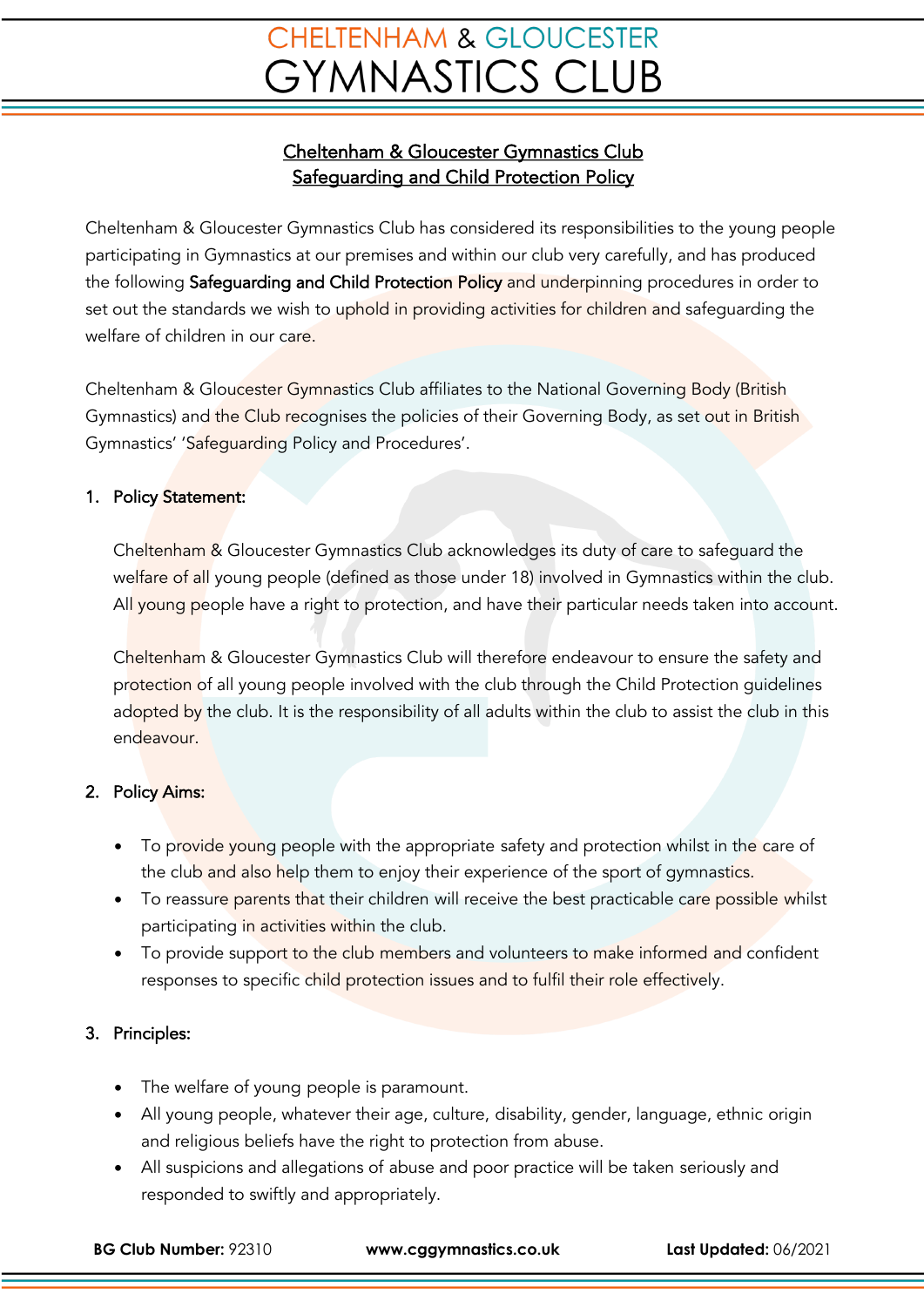# Cheltenham & Gloucester Gymnastics Club
## Safeguarding and Child Protection Policy

Cheltenham & Gloucester Gymnastics Club has considered its responsibilities to the young people participating in Gymnastics at our premises and within our club very carefully, and has produced the following Safeguarding and Child Protection Policy and underpinning procedures in order to set out the standards we wish to uphold in providing activities for children and safeguarding the welfare of children in our care.

Cheltenham & Gloucester Gymnastics Club affiliates to the National Governing Body (British Gymnastics) and the Club recognises the policies of their Governing Body, as set out in British Gymnastics' 'Safeguarding Policy and Procedures'.

### 1. Policy Statement:

Cheltenham & Gloucester Gymnastics Club acknowledges its duty of care to safeguard the welfare of all young people (defined as those under 18) involved in Gymnastics within the club. All young people have a right to protection, and have their particular needs taken into account.

Cheltenham & Gloucester Gymnastics Club will therefore endeavour to ensure the safety and protection of all young people involved with the club through the Child Protection guidelines adopted by the club. It is the responsibility of all adults within the club to assist the club in this endeavour.

### 2. Policy Aims:

- To provide young people with the appropriate safety and protection whilst in the care of the club and also help them to enjoy their experience of the sport of gymnastics.
- To reassure parents that their children will receive the best practicable care possible whilst participating in activities within the club.
- To provide support to the club members and volunteers to make informed and confident responses to specific child protection issues and to fulfil their role effectively.

### 3. Principles:

- The welfare of young people is paramount.
- All young people, whatever their age, culture, disability, gender, language, ethnic origin and religious beliefs have the right to protection from abuse.
- All suspicions and allegations of abuse and poor practice will be taken seriously and responded to swiftly and appropriately.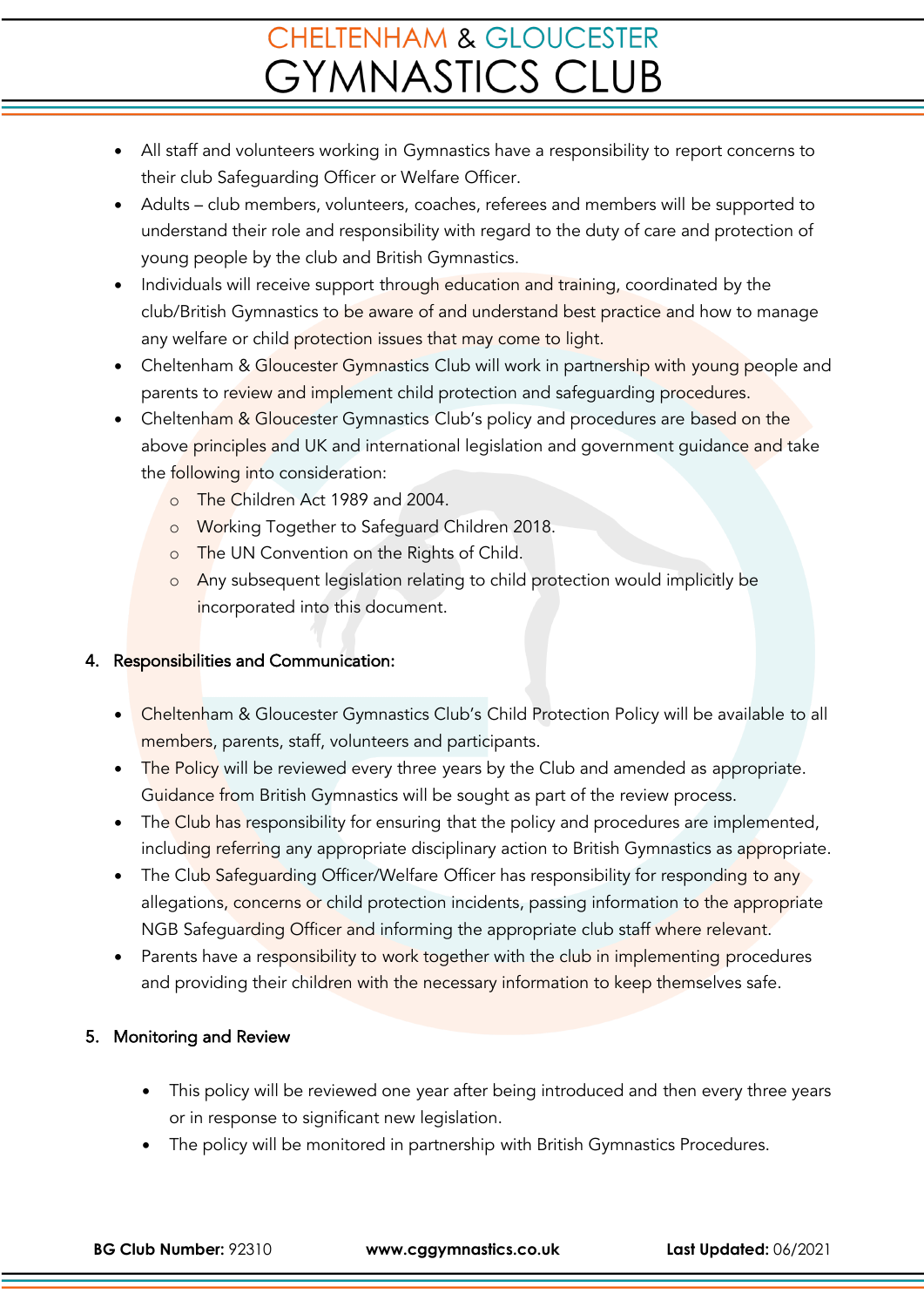- All staff and volunteers working in Gymnastics have a responsibility to report concerns to their club Safeguarding Officer or Welfare Officer.
- Adults – club members, volunteers, coaches, referees and members will be supported to understand their role and responsibility with regard to the duty of care and protection of young people by the club and British Gymnastics.
- Individuals will receive support through education and training, coordinated by the club/British Gymnastics to be aware of and understand best practice and how to manage any welfare or child protection issues that may come to light.
- Cheltenham & Gloucester Gymnastics Club will work in partnership with young people and parents to review and implement child protection and safeguarding procedures.
- Cheltenham & Gloucester Gymnastics Club's policy and procedures are based on the above principles and UK and international legislation and government guidance and take the following into consideration:
    - The Children Act 1989 and 2004.
    - Working Together to Safeguard Children 2018.
    - The UN Convention on the Rights of Child.
    - Any subsequent legislation relating to child protection would implicitly be incorporated into this document.

## 4. Responsibilities and Communication:

- Cheltenham & Gloucester Gymnastics Club's Child Protection Policy will be available to all members, parents, staff, volunteers and participants.
- The Policy will be reviewed every three years by the Club and amended as appropriate. Guidance from British Gymnastics will be sought as part of the review process.
- The Club has responsibility for ensuring that the policy and procedures are implemented, including referring any appropriate disciplinary action to British Gymnastics as appropriate.
- The Club Safeguarding Officer/Welfare Officer has responsibility for responding to any allegations, concerns or child protection incidents, passing information to the appropriate NGB Safeguarding Officer and informing the appropriate club staff where relevant.
- Parents have a responsibility to work together with the club in implementing procedures and providing their children with the necessary information to keep themselves safe.

## 5. Monitoring and Review

- This policy will be reviewed one year after being introduced and then every three years or in response to significant new legislation.
- The policy will be monitored in partnership with British Gymnastics Procedures.